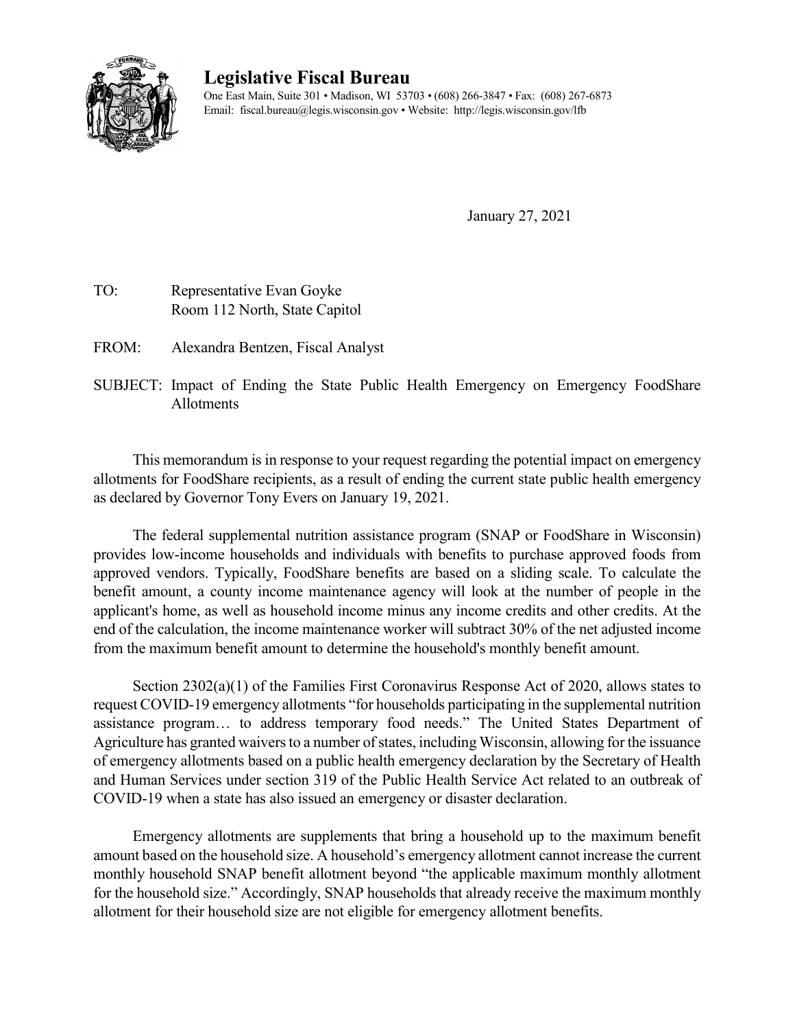# Legislative Fiscal Bureau

One East Main, Suite 301 • Madison, WI 53703 • (608) 266-3847 • Fax: (608) 267-6873
Email: fiscal.bureau@legis.wisconsin.gov • Website: http://legis.wisconsin.gov/lfb

January 27, 2021

TO: Representative Evan Goyke
Room 112 North, State Capitol

FROM: Alexandra Bentzen, Fiscal Analyst

SUBJECT: Impact of Ending the State Public Health Emergency on Emergency FoodShare Allotments

This memorandum is in response to your request regarding the potential impact on emergency allotments for FoodShare recipients, as a result of ending the current state public health emergency as declared by Governor Tony Evers on January 19, 2021.

The federal supplemental nutrition assistance program (SNAP or FoodShare in Wisconsin) provides low-income households and individuals with benefits to purchase approved foods from approved vendors. Typically, FoodShare benefits are based on a sliding scale. To calculate the benefit amount, a county income maintenance agency will look at the number of people in the applicant's home, as well as household income minus any income credits and other credits. At the end of the calculation, the income maintenance worker will subtract 30% of the net adjusted income from the maximum benefit amount to determine the household's monthly benefit amount.

Section 2302(a)(1) of the Families First Coronavirus Response Act of 2020, allows states to request COVID-19 emergency allotments "for households participating in the supplemental nutrition assistance program… to address temporary food needs." The United States Department of Agriculture has granted waivers to a number of states, including Wisconsin, allowing for the issuance of emergency allotments based on a public health emergency declaration by the Secretary of Health and Human Services under section 319 of the Public Health Service Act related to an outbreak of COVID-19 when a state has also issued an emergency or disaster declaration.

Emergency allotments are supplements that bring a household up to the maximum benefit amount based on the household size. A household's emergency allotment cannot increase the current monthly household SNAP benefit allotment beyond "the applicable maximum monthly allotment for the household size." Accordingly, SNAP households that already receive the maximum monthly allotment for their household size are not eligible for emergency allotment benefits.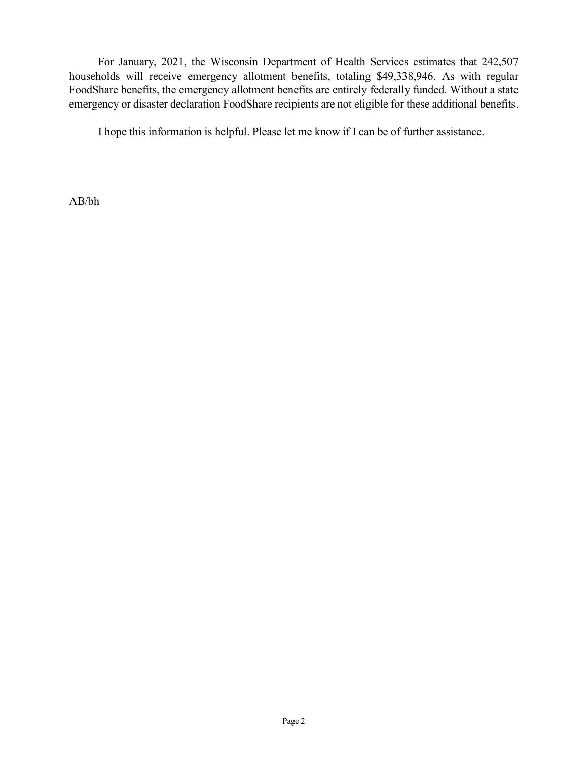For January, 2021, the Wisconsin Department of Health Services estimates that 242,507 households will receive emergency allotment benefits, totaling $49,338,946. As with regular FoodShare benefits, the emergency allotment benefits are entirely federally funded. Without a state emergency or disaster declaration FoodShare recipients are not eligible for these additional benefits.

I hope this information is helpful. Please let me know if I can be of further assistance.

AB/bh